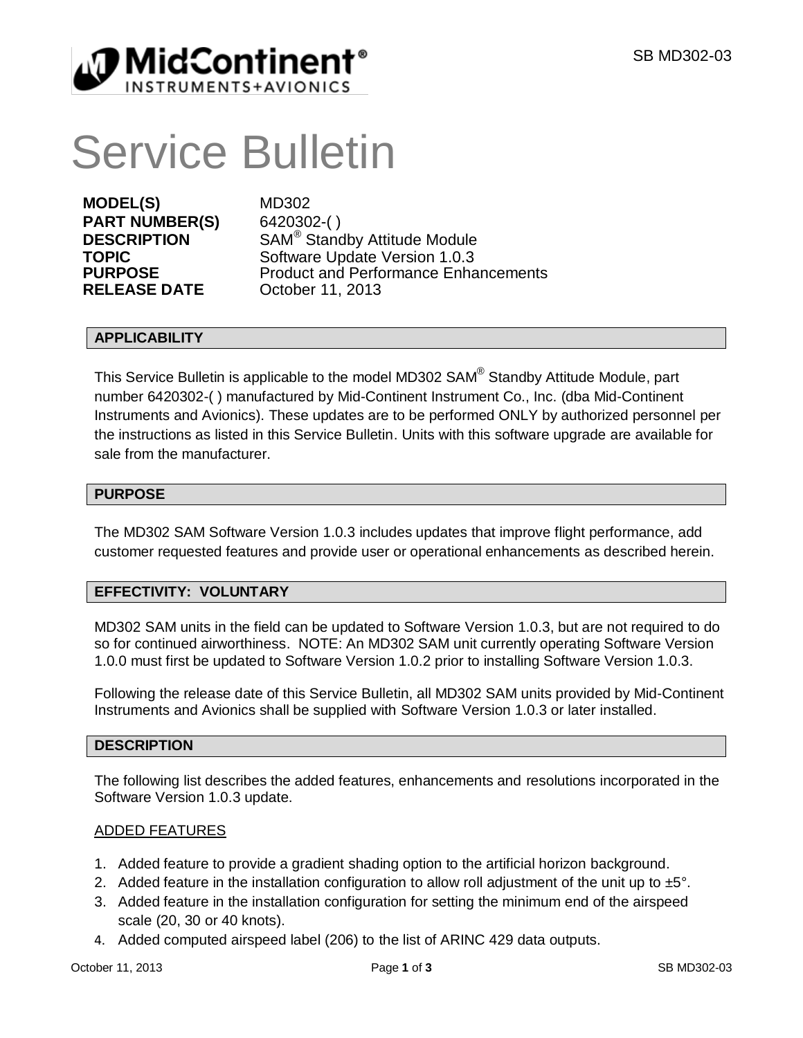MidContinent®
INSTRUMENTS+AVIONICS

# Service Bulletin

**MODEL(S)** MD302
**PART NUMBER(S)** 6420302-( )
**DESCRIPTION** SAM® Standby Attitude Module
**TOPIC** Software Update Version 1.0.3
**PURPOSE** Product and Performance Enhancements
**RELEASE DATE** October 11, 2013

## APPLICABILITY

This Service Bulletin is applicable to the model MD302 SAM® Standby Attitude Module, part number 6420302-( ) manufactured by Mid-Continent Instrument Co., Inc. (dba Mid-Continent Instruments and Avionics). These updates are to be performed ONLY by authorized personnel per the instructions as listed in this Service Bulletin. Units with this software upgrade are available for sale from the manufacturer.

## PURPOSE

The MD302 SAM Software Version 1.0.3 includes updates that improve flight performance, add customer requested features and provide user or operational enhancements as described herein.

## EFFECTIVITY: VOLUNTARY

MD302 SAM units in the field can be updated to Software Version 1.0.3, but are not required to do so for continued airworthiness. NOTE: An MD302 SAM unit currently operating Software Version 1.0.0 must first be updated to Software Version 1.0.2 prior to installing Software Version 1.0.3.

Following the release date of this Service Bulletin, all MD302 SAM units provided by Mid-Continent Instruments and Avionics shall be supplied with Software Version 1.0.3 or later installed.

## DESCRIPTION

The following list describes the added features, enhancements and resolutions incorporated in the Software Version 1.0.3 update.

ADDED FEATURES

1. Added feature to provide a gradient shading option to the artificial horizon background.
2. Added feature in the installation configuration to allow roll adjustment of the unit up to ±5°.
3. Added feature in the installation configuration for setting the minimum end of the airspeed scale (20, 30 or 40 knots).
4. Added computed airspeed label (206) to the list of ARINC 429 data outputs.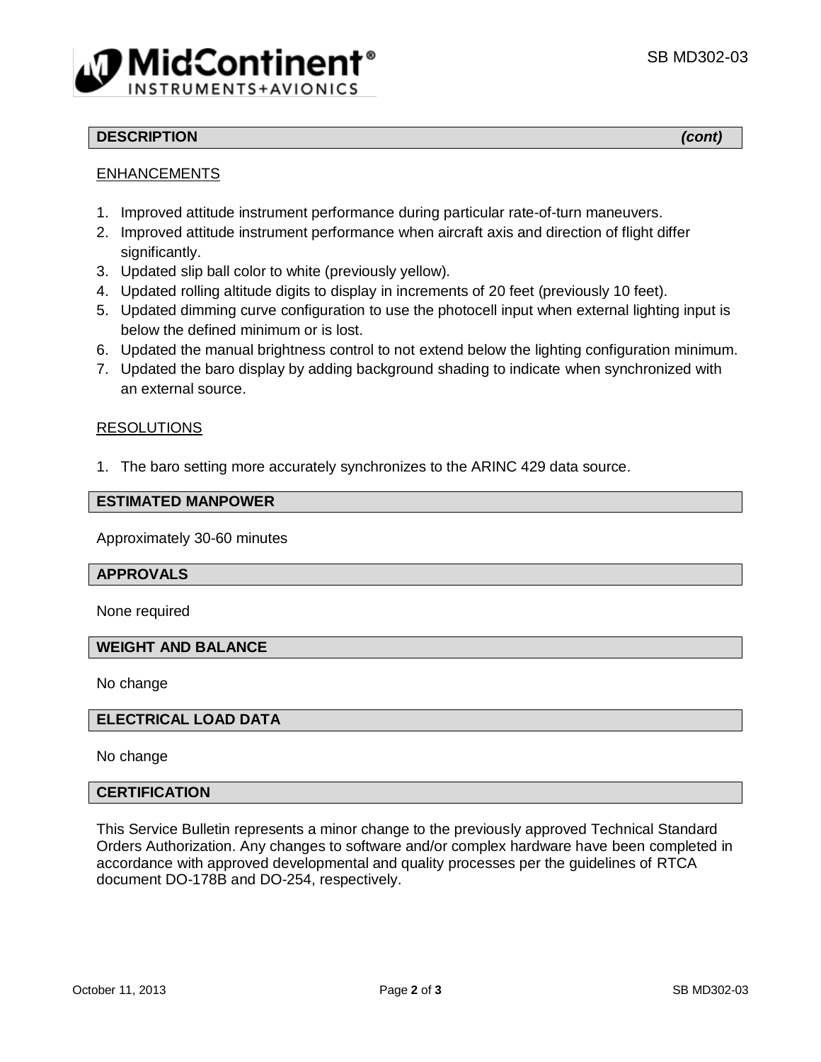## DESCRIPTION *(cont)*

ENHANCEMENTS

1. Improved attitude instrument performance during particular rate-of-turn maneuvers.
2. Improved attitude instrument performance when aircraft axis and direction of flight differ significantly.
3. Updated slip ball color to white (previously yellow).
4. Updated rolling altitude digits to display in increments of 20 feet (previously 10 feet).
5. Updated dimming curve configuration to use the photocell input when external lighting input is below the defined minimum or is lost.
6. Updated the manual brightness control to not extend below the lighting configuration minimum.
7. Updated the baro display by adding background shading to indicate when synchronized with an external source.

RESOLUTIONS

1. The baro setting more accurately synchronizes to the ARINC 429 data source.

## ESTIMATED MANPOWER

Approximately 30-60 minutes

## APPROVALS

None required

## WEIGHT AND BALANCE

No change

## ELECTRICAL LOAD DATA

No change

## CERTIFICATION

This Service Bulletin represents a minor change to the previously approved Technical Standard Orders Authorization. Any changes to software and/or complex hardware have been completed in accordance with approved developmental and quality processes per the guidelines of RTCA document DO-178B and DO-254, respectively.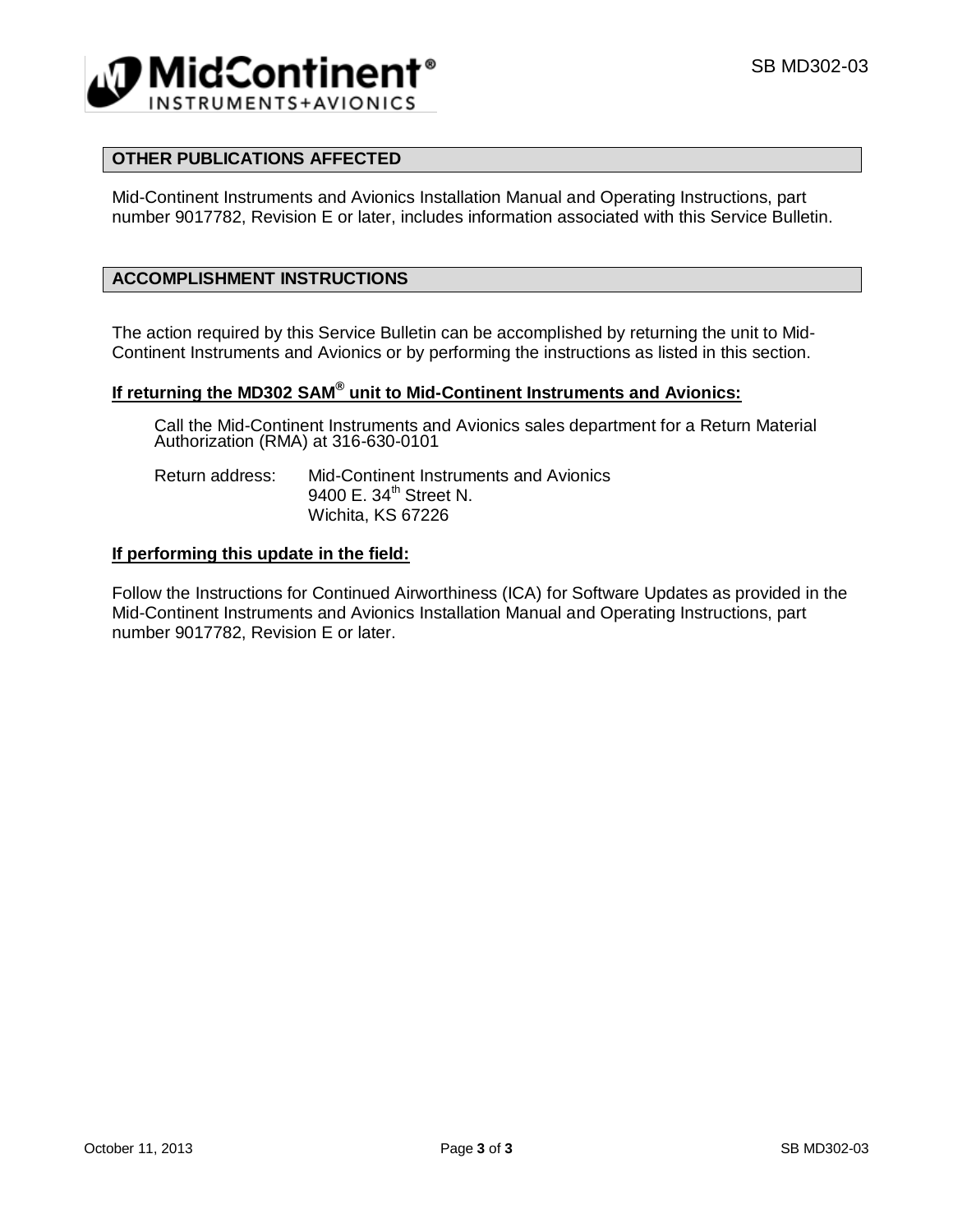## OTHER PUBLICATIONS AFFECTED

Mid-Continent Instruments and Avionics Installation Manual and Operating Instructions, part number 9017782, Revision E or later, includes information associated with this Service Bulletin.

## ACCOMPLISHMENT INSTRUCTIONS

The action required by this Service Bulletin can be accomplished by returning the unit to Mid-Continent Instruments and Avionics or by performing the instructions as listed in this section.

**If returning the MD302 SAM® unit to Mid-Continent Instruments and Avionics:**

Call the Mid-Continent Instruments and Avionics sales department for a Return Material Authorization (RMA) at 316-630-0101

Return address: Mid-Continent Instruments and Avionics
9400 E. 34th Street N.
Wichita, KS 67226

**If performing this update in the field:**

Follow the Instructions for Continued Airworthiness (ICA) for Software Updates as provided in the Mid-Continent Instruments and Avionics Installation Manual and Operating Instructions, part number 9017782, Revision E or later.